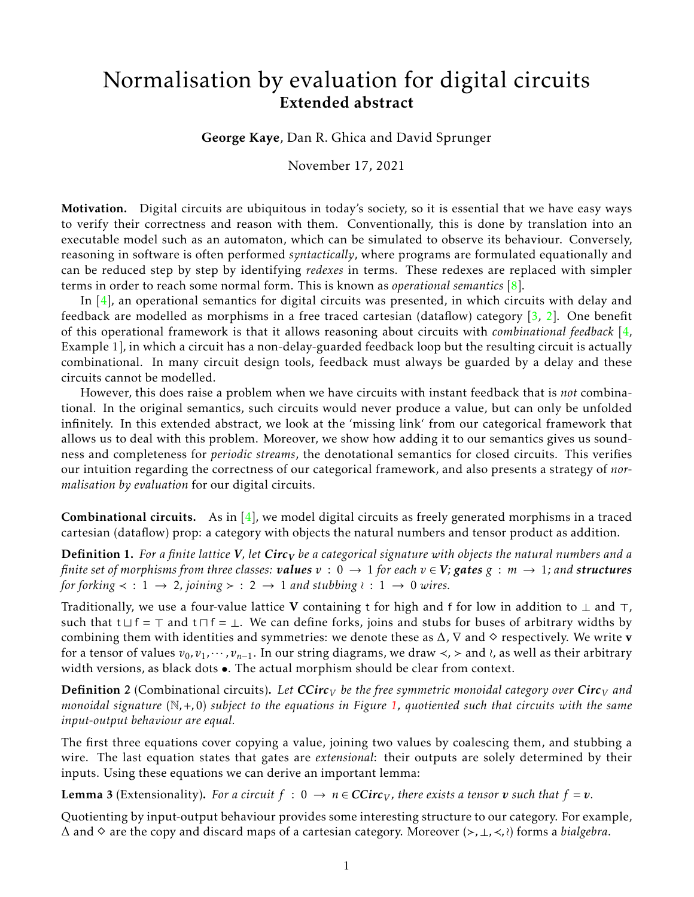# Normalisation by evaluation for digital circuits
## Extended abstract

**George Kaye**, Dan R. Ghica and David Sprunger

November 17, 2021

**Motivation.** Digital circuits are ubiquitous in today's society, so it is essential that we have easy ways to verify their correctness and reason with them. Conventionally, this is done by translation into an executable model such as an automaton, which can be simulated to observe its behaviour. Conversely, reasoning in software is often performed *syntactically*, where programs are formulated equationally and can be reduced step by step by identifying *redexes* in terms. These redexes are replaced with simpler terms in order to reach some normal form. This is known as *operational semantics* [8].

In [4], an operational semantics for digital circuits was presented, in which circuits with delay and feedback are modelled as morphisms in a free traced cartesian (dataflow) category [3, 2]. One benefit of this operational framework is that it allows reasoning about circuits with *combinational feedback* [4, Example 1], in which a circuit has a non-delay-guarded feedback loop but the resulting circuit is actually combinational. In many circuit design tools, feedback must always be guarded by a delay and these circuits cannot be modelled.

However, this does raise a problem when we have circuits with instant feedback that is *not* combinational. In the original semantics, such circuits would never produce a value, but can only be unfolded infinitely. In this extended abstract, we look at the 'missing link' from our categorical framework that allows us to deal with this problem. Moreover, we show how adding it to our semantics gives us soundness and completeness for *periodic streams*, the denotational semantics for closed circuits. This verifies our intuition regarding the correctness of our categorical framework, and also presents a strategy of *normalisation by evaluation* for our digital circuits.

**Combinational circuits.** As in [4], we model digital circuits as freely generated morphisms in a traced cartesian (dataflow) prop: a category with objects the natural numbers and tensor product as addition.

**Definition 1.** *For a finite lattice* $\mathbf{V}$*, let* $\mathbf{Circ_V}$ *be a categorical signature with objects the natural numbers and a finite set of morphisms from three classes:* ***values*** $v : 0 \to 1$ *for each* $v \in \mathbf{V}$*;* ***gates*** $g : m \to 1$*; and* ***structures*** *for forking* $\prec : 1 \to 2$*, joining* $\succ : 2 \to 1$ *and stubbing* $\wr : 1 \to 0$ *wires.*

Traditionally, we use a four-value lattice $\mathbf{V}$ containing $\mathsf{t}$ for high and $\mathsf{f}$ for low in addition to $\bot$ and $\top$, such that $\mathsf{t} \sqcup \mathsf{f} = \top$ and $\mathsf{t} \sqcap \mathsf{f} = \bot$. We can define forks, joins and stubs for buses of arbitrary widths by combining them with identities and symmetries: we denote these as $\Delta$, $\nabla$ and $\diamond$ respectively. We write $\mathbf{v}$ for a tensor of values $v_0, v_1, \cdots, v_{n-1}$. In our string diagrams, we draw $\prec$, $\succ$ and $\wr$, as well as their arbitrary width versions, as black dots $\bullet$. The actual morphism should be clear from context.

**Definition 2** (Combinational circuits)**.** *Let* $\mathbf{CCirc}_V$ *be the free symmetric monoidal category over* $\mathbf{Circ}_V$ *and monoidal signature* $(\mathbb{N}, +, 0)$ *subject to the equations in Figure 1, quotiented such that circuits with the same input-output behaviour are equal.*

The first three equations cover copying a value, joining two values by coalescing them, and stubbing a wire. The last equation states that gates are *extensional*: their outputs are solely determined by their inputs. Using these equations we can derive an important lemma:

**Lemma 3** (Extensionality)**.** *For a circuit* $f : 0 \to n \in \mathbf{CCirc}_V$*, there exists a tensor* $\mathbf{v}$ *such that* $f = \mathbf{v}$*.*

Quotienting by input-output behaviour provides some interesting structure to our category. For example, $\Delta$ and $\diamond$ are the copy and discard maps of a cartesian category. Moreover $(\succ, \bot, \prec, \wr)$ forms a *bialgebra*.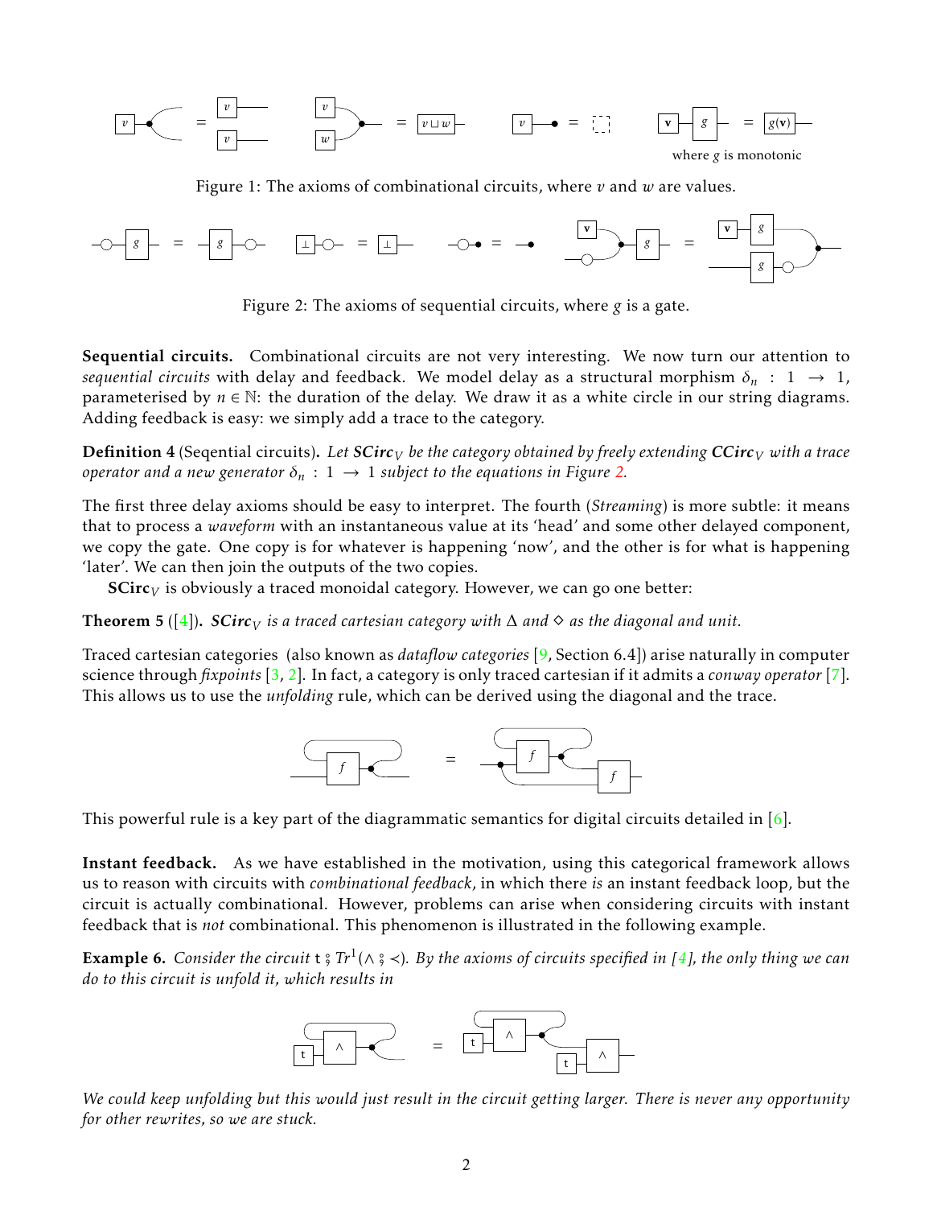Figure 1: The axioms of combinational circuits, where $v$ and $w$ are values.

Figure 2: The axioms of sequential circuits, where $g$ is a gate.

**Sequential circuits.** Combinational circuits are not very interesting. We now turn our attention to *sequential circuits* with delay and feedback. We model delay as a structural morphism $\delta_n : 1 \to 1$, parameterised by $n \in \mathbb{N}$: the duration of the delay. We draw it as a white circle in our string diagrams. Adding feedback is easy: we simply add a trace to the category.

**Definition 4** (Seqential circuits)**.** *Let* $\mathbf{SCirc}_V$ *be the category obtained by freely extending* $\mathbf{CCirc}_V$ *with a trace operator and a new generator* $\delta_n : 1 \to 1$ *subject to the equations in Figure 2.*

The first three delay axioms should be easy to interpret. The fourth (*Streaming*) is more subtle: it means that to process a *waveform* with an instantaneous value at its 'head' and some other delayed component, we copy the gate. One copy is for whatever is happening 'now', and the other is for what is happening 'later'. We can then join the outputs of the two copies.

$\mathbf{SCirc}_V$ is obviously a traced monoidal category. However, we can go one better:

**Theorem 5** ([4])**.** $\mathbf{SCirc}_V$ *is a traced cartesian category with* $\Delta$ *and* $\diamond$ *as the diagonal and unit.*

Traced cartesian categories (also known as *dataflow categories* [9, Section 6.4]) arise naturally in computer science through *fixpoints* [3, 2]. In fact, a category is only traced cartesian if it admits a *conway operator* [7]. This allows us to use the *unfolding* rule, which can be derived using the diagonal and the trace.

This powerful rule is a key part of the diagrammatic semantics for digital circuits detailed in [6].

**Instant feedback.** As we have established in the motivation, using this categorical framework allows us to reason with circuits with *combinational feedback*, in which there *is* an instant feedback loop, but the circuit is actually combinational. However, problems can arise when considering circuits with instant feedback that is *not* combinational. This phenomenon is illustrated in the following example.

**Example 6.** *Consider the circuit* $\mathsf{t} \mathbin{;} Tr^1(\wedge \mathbin{;} \prec)$*. By the axioms of circuits specified in [4], the only thing we can do to this circuit is unfold it, which results in*

*We could keep unfolding but this would just result in the circuit getting larger. There is never any opportunity for other rewrites, so we are stuck.*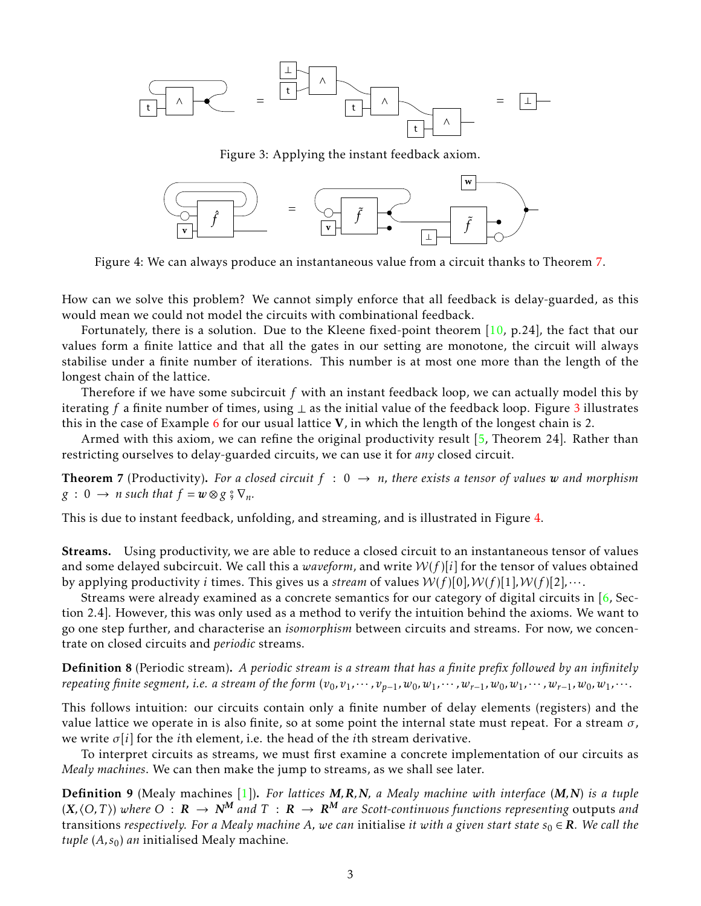Figure 3: Applying the instant feedback axiom.

Figure 4: We can always produce an instantaneous value from a circuit thanks to Theorem 7.

How can we solve this problem? We cannot simply enforce that all feedback is delay-guarded, as this would mean we could not model the circuits with combinational feedback.

Fortunately, there is a solution. Due to the Kleene fixed-point theorem [10, p.24], the fact that our values form a finite lattice and that all the gates in our setting are monotone, the circuit will always stabilise under a finite number of iterations. This number is at most one more than the length of the longest chain of the lattice.

Therefore if we have some subcircuit $f$ with an instant feedback loop, we can actually model this by iterating $f$ a finite number of times, using $\bot$ as the initial value of the feedback loop. Figure 3 illustrates this in the case of Example 6 for our usual lattice $\mathbf{V}$, in which the length of the longest chain is 2.

Armed with this axiom, we can refine the original productivity result [5, Theorem 24]. Rather than restricting ourselves to delay-guarded circuits, we can use it for *any* closed circuit.

**Theorem 7** (Productivity)**.** *For a closed circuit $f : 0 \to n$, there exists a tensor of values $\mathbf{w}$ and morphism $g : 0 \to n$ such that $f = \mathbf{w} \otimes g \mathbin{;} \nabla_n$.*

This is due to instant feedback, unfolding, and streaming, and is illustrated in Figure 4.

**Streams.** Using productivity, we are able to reduce a closed circuit to an instantaneous tensor of values and some delayed subcircuit. We call this a *waveform*, and write $\mathcal{W}(f)[i]$ for the tensor of values obtained by applying productivity $i$ times. This gives us a *stream* of values $\mathcal{W}(f)[0], \mathcal{W}(f)[1], \mathcal{W}(f)[2], \cdots$.

Streams were already examined as a concrete semantics for our category of digital circuits in [6, Section 2.4]. However, this was only used as a method to verify the intuition behind the axioms. We want to go one step further, and characterise an *isomorphism* between circuits and streams. For now, we concentrate on closed circuits and *periodic* streams.

**Definition 8** (Periodic stream)**.** *A periodic stream is a stream that has a finite prefix followed by an infinitely repeating finite segment, i.e. a stream of the form $(v_0, v_1, \cdots, v_{p-1}, w_0, w_1, \cdots, w_{r-1}, w_0, w_1, \cdots, w_{r-1}, w_0, w_1, \cdots$.*

This follows intuition: our circuits contain only a finite number of delay elements (registers) and the value lattice we operate in is also finite, so at some point the internal state must repeat. For a stream $\sigma$, we write $\sigma[i]$ for the $i$th element, i.e. the head of the $i$th stream derivative.

To interpret circuits as streams, we must first examine a concrete implementation of our circuits as *Mealy machines*. We can then make the jump to streams, as we shall see later.

**Definition 9** (Mealy machines [1])**.** *For lattices $\boldsymbol{M}, \boldsymbol{R}, \boldsymbol{N}$, a Mealy machine with interface $(\boldsymbol{M}, \boldsymbol{N})$ is a tuple $(\boldsymbol{X}, \langle O, T \rangle)$ where $O : \boldsymbol{R} \to \boldsymbol{N}^{\boldsymbol{M}}$ and $T : \boldsymbol{R} \to \boldsymbol{R}^{\boldsymbol{M}}$ are Scott-continuous functions representing* outputs *and* transitions *respectively. For a Mealy machine $A$, we can* initialise *it with a given start state $s_0 \in \boldsymbol{R}$. We call the tuple $(A, s_0)$ an* initialised Mealy machine*.*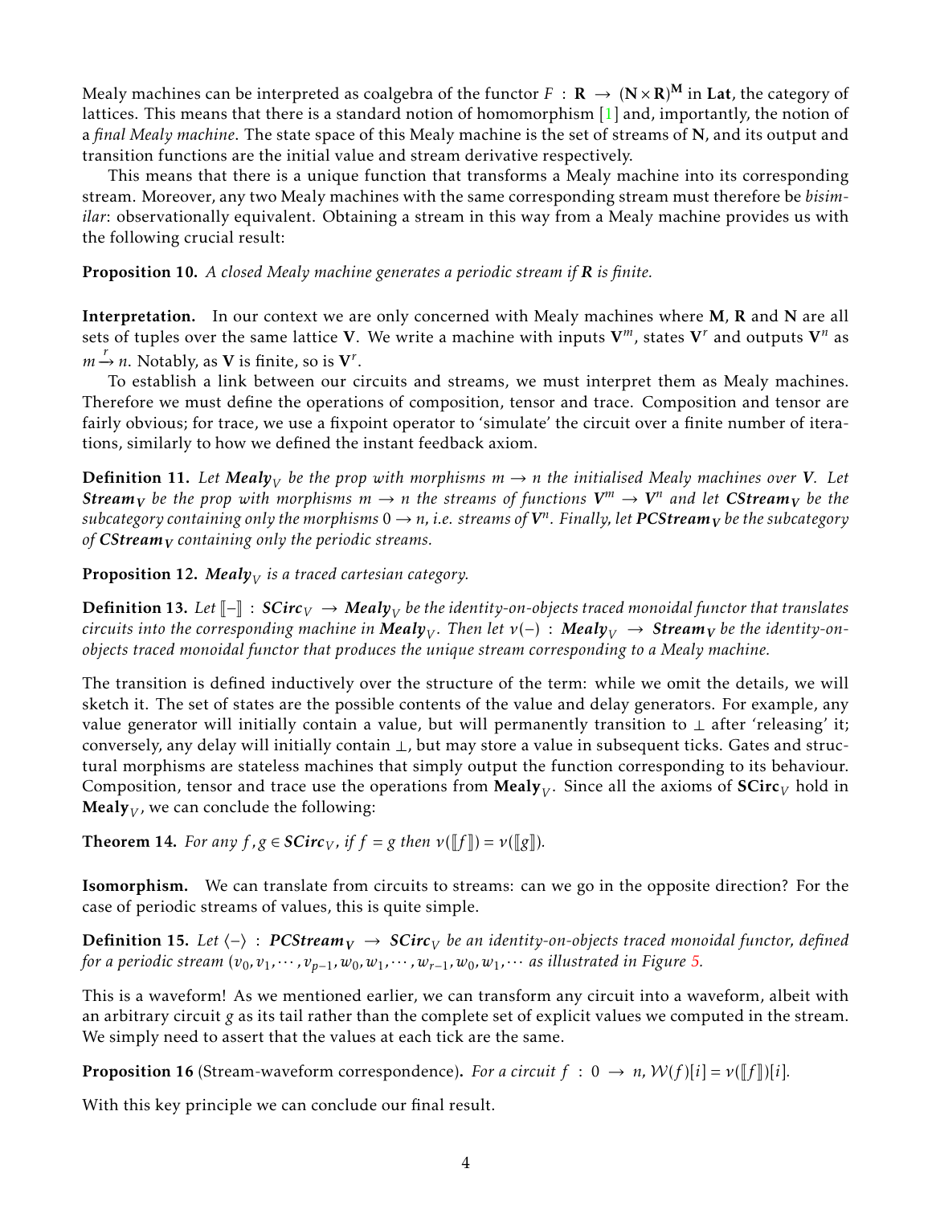Mealy machines can be interpreted as coalgebra of the functor $F : \mathbf{R} \to (\mathbf{N} \times \mathbf{R})^{\mathbf{M}}$ in **Lat**, the category of lattices. This means that there is a standard notion of homomorphism [1] and, importantly, the notion of a *final Mealy machine*. The state space of this Mealy machine is the set of streams of **N**, and its output and transition functions are the initial value and stream derivative respectively.

This means that there is a unique function that transforms a Mealy machine into its corresponding stream. Moreover, any two Mealy machines with the same corresponding stream must therefore be *bisimilar*: observationally equivalent. Obtaining a stream in this way from a Mealy machine provides us with the following crucial result:

**Proposition 10.** *A closed Mealy machine generates a periodic stream if **R** is finite.*

**Interpretation.** In our context we are only concerned with Mealy machines where **M**, **R** and **N** are all sets of tuples over the same lattice **V**. We write a machine with inputs $\mathbf{V}^m$, states $\mathbf{V}^r$ and outputs $\mathbf{V}^n$ as $m \xrightarrow{r} n$. Notably, as **V** is finite, so is $\mathbf{V}^r$.

To establish a link between our circuits and streams, we must interpret them as Mealy machines. Therefore we must define the operations of composition, tensor and trace. Composition and tensor are fairly obvious; for trace, we use a fixpoint operator to 'simulate' the circuit over a finite number of iterations, similarly to how we defined the instant feedback axiom.

**Definition 11.** *Let $\mathbf{Mealy}_V$ be the prop with morphisms $m \to n$ the initialised Mealy machines over **V**. Let $\mathbf{Stream}_\mathbf{V}$ be the prop with morphisms $m \to n$ the streams of functions $\mathbf{V}^m \to \mathbf{V}^n$ and let $\mathbf{CStream}_\mathbf{V}$ be the subcategory containing only the morphisms $0 \to n$, i.e. streams of $\mathbf{V}^n$. Finally, let $\mathbf{PCStream}_\mathbf{V}$ be the subcategory of $\mathbf{CStream}_\mathbf{V}$ containing only the periodic streams.*

**Proposition 12.** *$\mathbf{Mealy}_V$ is a traced cartesian category.*

**Definition 13.** *Let $[\![-]\!] : \mathbf{SCirc}_V \to \mathbf{Mealy}_V$ be the identity-on-objects traced monoidal functor that translates circuits into the corresponding machine in $\mathbf{Mealy}_V$. Then let $\nu(-) : \mathbf{Mealy}_V \to \mathbf{Stream}_\mathbf{V}$ be the identity-on-objects traced monoidal functor that produces the unique stream corresponding to a Mealy machine.*

The transition is defined inductively over the structure of the term: while we omit the details, we will sketch it. The set of states are the possible contents of the value and delay generators. For example, any value generator will initially contain a value, but will permanently transition to $\bot$ after 'releasing' it; conversely, any delay will initially contain $\bot$, but may store a value in subsequent ticks. Gates and structural morphisms are stateless machines that simply output the function corresponding to its behaviour. Composition, tensor and trace use the operations from $\mathbf{Mealy}_V$. Since all the axioms of $\mathbf{SCirc}_V$ hold in $\mathbf{Mealy}_V$, we can conclude the following:

**Theorem 14.** *For any $f, g \in \mathbf{SCirc}_V$, if $f = g$ then $\nu([\![f]\!]) = \nu([\![g]\!])$.*

**Isomorphism.** We can translate from circuits to streams: can we go in the opposite direction? For the case of periodic streams of values, this is quite simple.

**Definition 15.** *Let $\langle - \rangle : \mathbf{PCStream}_\mathbf{V} \to \mathbf{SCirc}_V$ be an identity-on-objects traced monoidal functor, defined for a periodic stream $(v_0, v_1, \cdots, v_{p-1}, w_0, w_1, \cdots, w_{r-1}, w_0, w_1, \cdots$ as illustrated in Figure 5.*

This is a waveform! As we mentioned earlier, we can transform any circuit into a waveform, albeit with an arbitrary circuit $g$ as its tail rather than the complete set of explicit values we computed in the stream. We simply need to assert that the values at each tick are the same.

**Proposition 16** (Stream-waveform correspondence)**.** *For a circuit $f : 0 \to n$, $\mathcal{W}(f)[i] = \nu([\![f]\!])[i]$.*

With this key principle we can conclude our final result.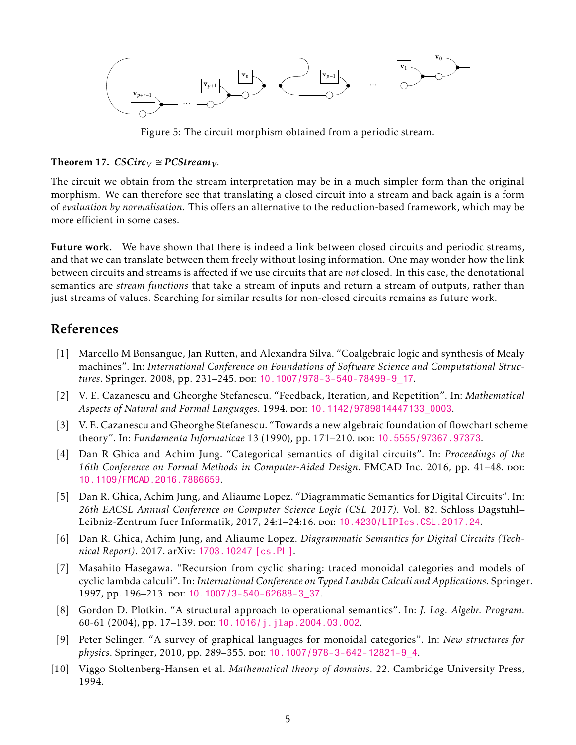$\mathbf{v}_{p+r-1}$ ... $\mathbf{v}_{p+1}$ $\mathbf{v}_p$ $\mathbf{v}_{p-1}$ ... $\mathbf{v}_1$ $\mathbf{v}_0$

Figure 5: The circuit morphism obtained from a periodic stream.

**Theorem 17.** ***CSCirc***$_V$ $\cong$ ***PCStream***$_V$.

The circuit we obtain from the stream interpretation may be in a much simpler form than the original morphism. We can therefore see that translating a closed circuit into a stream and back again is a form of *evaluation by normalisation*. This offers an alternative to the reduction-based framework, which may be more efficient in some cases.

**Future work.** We have shown that there is indeed a link between closed circuits and periodic streams, and that we can translate between them freely without losing information. One may wonder how the link between circuits and streams is affected if we use circuits that are *not* closed. In this case, the denotational semantics are *stream functions* that take a stream of inputs and return a stream of outputs, rather than just streams of values. Searching for similar results for non-closed circuits remains as future work.

## References

[1] Marcello M Bonsangue, Jan Rutten, and Alexandra Silva. "Coalgebraic logic and synthesis of Mealy machines". In: *International Conference on Foundations of Software Science and Computational Structures*. Springer. 2008, pp. 231–245. DOI: 10.1007/978-3-540-78499-9_17.

[2] V. E. Cazanescu and Gheorghe Stefanescu. "Feedback, Iteration, and Repetition". In: *Mathematical Aspects of Natural and Formal Languages*. 1994. DOI: 10.1142/9789814447133_0003.

[3] V. E. Cazanescu and Gheorghe Stefanescu. "Towards a new algebraic foundation of flowchart scheme theory". In: *Fundamenta Informaticae* 13 (1990), pp. 171–210. DOI: 10.5555/97367.97373.

[4] Dan R Ghica and Achim Jung. "Categorical semantics of digital circuits". In: *Proceedings of the 16th Conference on Formal Methods in Computer-Aided Design*. FMCAD Inc. 2016, pp. 41–48. DOI: 10.1109/FMCAD.2016.7886659.

[5] Dan R. Ghica, Achim Jung, and Aliaume Lopez. "Diagrammatic Semantics for Digital Circuits". In: *26th EACSL Annual Conference on Computer Science Logic (CSL 2017)*. Vol. 82. Schloss Dagstuhl–Leibniz-Zentrum fuer Informatik, 2017, 24:1–24:16. DOI: 10.4230/LIPIcs.CSL.2017.24.

[6] Dan R. Ghica, Achim Jung, and Aliaume Lopez. *Diagrammatic Semantics for Digital Circuits (Technical Report)*. 2017. arXiv: 1703.10247 [cs.PL].

[7] Masahito Hasegawa. "Recursion from cyclic sharing: traced monoidal categories and models of cyclic lambda calculi". In: *International Conference on Typed Lambda Calculi and Applications*. Springer. 1997, pp. 196–213. DOI: 10.1007/3-540-62688-3_37.

[8] Gordon D. Plotkin. "A structural approach to operational semantics". In: *J. Log. Algebr. Program.* 60-61 (2004), pp. 17–139. DOI: 10.1016/j.jlap.2004.03.002.

[9] Peter Selinger. "A survey of graphical languages for monoidal categories". In: *New structures for physics*. Springer, 2010, pp. 289–355. DOI: 10.1007/978-3-642-12821-9_4.

[10] Viggo Stoltenberg-Hansen et al. *Mathematical theory of domains*. 22. Cambridge University Press, 1994.